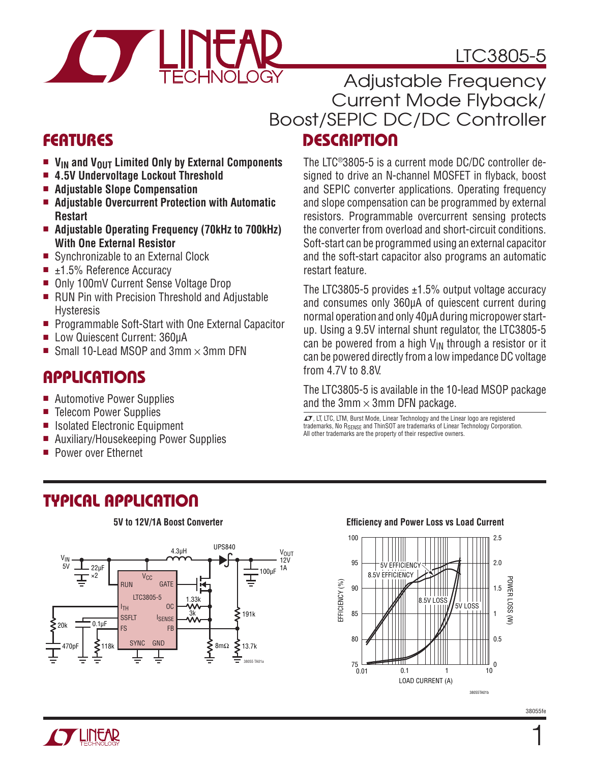# LTC3805-5

## Adjustable Frequency Current Mode Flyback/Boost/SEPIC DC/DC Controller

## FEATURES

- **$V_{IN}$ and $V_{OUT}$ Limited Only by External Components**
- **4.5V Undervoltage Lockout Threshold**
- **Adjustable Slope Compensation**
- **Adjustable Overcurrent Protection with Automatic Restart**
- **Adjustable Operating Frequency (70kHz to 700kHz) With One External Resistor**
- Synchronizable to an External Clock
- ±1.5% Reference Accuracy
- Only 100mV Current Sense Voltage Drop
- RUN Pin with Precision Threshold and Adjustable Hysteresis
- Programmable Soft-Start with One External Capacitor
- Low Quiescent Current: 360µA
- Small 10-Lead MSOP and 3mm × 3mm DFN

## APPLICATIONS

- Automotive Power Supplies
- Telecom Power Supplies
- Isolated Electronic Equipment
- Auxiliary/Housekeeping Power Supplies
- Power over Ethernet

## DESCRIPTION

The LTC®3805-5 is a current mode DC/DC controller designed to drive an N-channel MOSFET in flyback, boost and SEPIC converter applications. Operating frequency and slope compensation can be programmed by external resistors. Programmable overcurrent sensing protects the converter from overload and short-circuit conditions. Soft-start can be programmed using an external capacitor and the soft-start capacitor also programs an automatic restart feature.

The LTC3805-5 provides ±1.5% output voltage accuracy and consumes only 360µA of quiescent current during normal operation and only 40µA during micropower start-up. Using a 9.5V internal shunt regulator, the LTC3805-5 can be powered from a high $V_{IN}$ through a resistor or it can be powered directly from a low impedance DC voltage from 4.7V to 8.8V.

The LTC3805-5 is available in the 10-lead MSOP package and the 3mm × 3mm DFN package.

LT, LTC, LTM, Burst Mode, Linear Technology and the Linear logo are registered trademarks, No $R_{SENSE}$ and ThinSOT are trademarks of Linear Technology Corporation. All other trademarks are the property of their respective owners.

## TYPICAL APPLICATION

**5V to 12V/1A Boost Converter**

**Efficiency and Power Loss vs Load Current**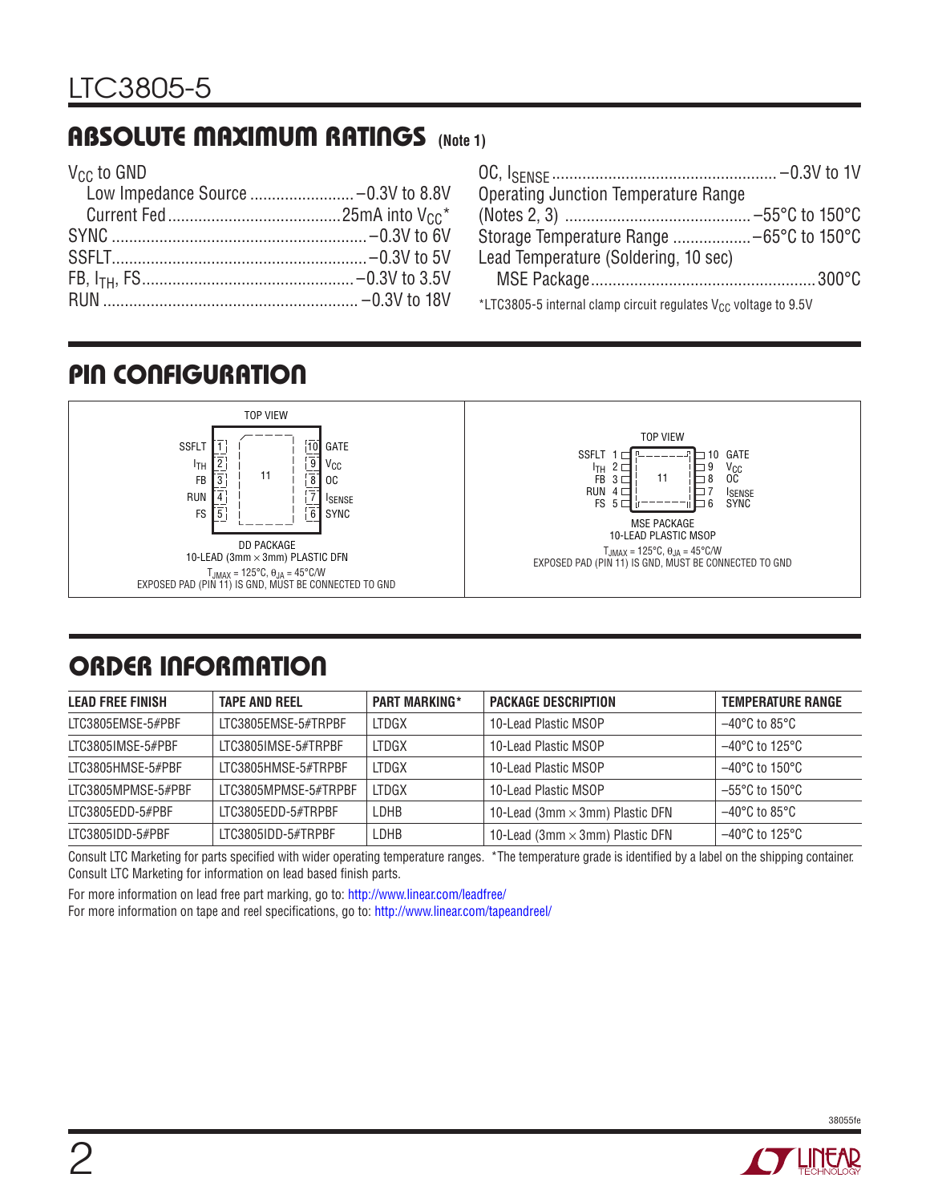## ABSOLUTE MAXIMUM RATINGS (Note 1)

$V_{CC}$ to GND
- Low Impedance Source ........................ –0.3V to 8.8V
- Current Fed ........................................ 25mA into $V_{CC}$*

SYNC .......................................................... –0.3V to 6V
SSFLT .......................................................... –0.3V to 5V
FB, $I_{TH}$, FS ................................................ –0.3V to 3.5V
RUN ........................................................... –0.3V to 18V
OC, $I_{SENSE}$ .................................................. –0.3V to 1V
Operating Junction Temperature Range (Notes 2, 3) ........................................... –55°C to 150°C
Storage Temperature Range .................. –65°C to 150°C
Lead Temperature (Soldering, 10 sec)
- MSE Package ................................................... 300°C

*LTC3805-5 internal clamp circuit regulates $V_{CC}$ voltage to 9.5V

## PIN CONFIGURATION

**DD PACKAGE** — 10-LEAD (3mm × 3mm) PLASTIC DFN (TOP VIEW)

| Pin | Name | Pin | Name |
|---|---|---|---|
| 1 | SSFLT | 10 | GATE |
| 2 | $I_{TH}$ | 9 | $V_{CC}$ |
| 3 | FB | 8 | OC |
| 4 | RUN | 7 | $I_{SENSE}$ |
| 5 | FS | 6 | SYNC |

$T_{JMAX}$ = 125°C, $\theta_{JA}$ = 45°C/W
EXPOSED PAD (PIN 11) IS GND, MUST BE CONNECTED TO GND

**MSE PACKAGE** — 10-LEAD PLASTIC MSOP (TOP VIEW)

| Pin | Name | Pin | Name |
|---|---|---|---|
| 1 | SSFLT | 10 | GATE |
| 2 | $I_{TH}$ | 9 | $V_{CC}$ |
| 3 | FB | 8 | OC |
| 4 | RUN | 7 | $I_{SENSE}$ |
| 5 | FS | 6 | SYNC |

$T_{JMAX}$ = 125°C, $\theta_{JA}$ = 45°C/W
EXPOSED PAD (PIN 11) IS GND, MUST BE CONNECTED TO GND

## ORDER INFORMATION

| LEAD FREE FINISH | TAPE AND REEL | PART MARKING* | PACKAGE DESCRIPTION | TEMPERATURE RANGE |
|---|---|---|---|---|
| LTC3805EMSE-5#PBF | LTC3805EMSE-5#TRPBF | LTDGX | 10-Lead Plastic MSOP | –40°C to 85°C |
| LTC3805IMSE-5#PBF | LTC3805IMSE-5#TRPBF | LTDGX | 10-Lead Plastic MSOP | –40°C to 125°C |
| LTC3805HMSE-5#PBF | LTC3805HMSE-5#TRPBF | LTDGX | 10-Lead Plastic MSOP | –40°C to 150°C |
| LTC3805MPMSE-5#PBF | LTC3805MPMSE-5#TRPBF | LTDGX | 10-Lead Plastic MSOP | –55°C to 150°C |
| LTC3805EDD-5#PBF | LTC3805EDD-5#TRPBF | LDHB | 10-Lead (3mm × 3mm) Plastic DFN | –40°C to 85°C |
| LTC3805IDD-5#PBF | LTC3805IDD-5#TRPBF | LDHB | 10-Lead (3mm × 3mm) Plastic DFN | –40°C to 125°C |

Consult LTC Marketing for parts specified with wider operating temperature ranges. *The temperature grade is identified by a label on the shipping container.
Consult LTC Marketing for information on lead based finish parts.

For more information on lead free part marking, go to: http://www.linear.com/leadfree/
For more information on tape and reel specifications, go to: http://www.linear.com/tapeandreel/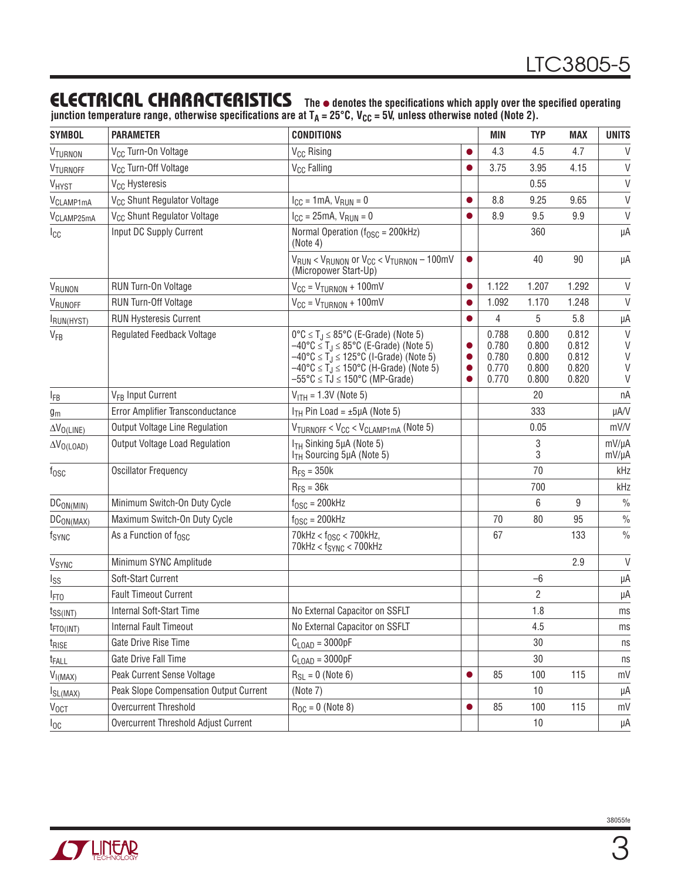## ELECTRICAL CHARACTERISTICS

**The ● denotes the specifications which apply over the specified operating junction temperature range, otherwise specifications are at $T_A = 25°C$, $V_{CC} = 5V$, unless otherwise noted (Note 2).**

| SYMBOL | PARAMETER | CONDITIONS | | MIN | TYP | MAX | UNITS |
|---|---|---|---|---|---|---|---|
| $V_{TURNON}$ | $V_{CC}$ Turn-On Voltage | $V_{CC}$ Rising | ● | 4.3 | 4.5 | 4.7 | V |
| $V_{TURNOFF}$ | $V_{CC}$ Turn-Off Voltage | $V_{CC}$ Falling | ● | 3.75 | 3.95 | 4.15 | V |
| $V_{HYST}$ | $V_{CC}$ Hysteresis | | | | 0.55 | | V |
| $V_{CLAMP1mA}$ | $V_{CC}$ Shunt Regulator Voltage | $I_{CC} = 1mA$, $V_{RUN} = 0$ | ● | 8.8 | 9.25 | 9.65 | V |
| $V_{CLAMP25mA}$ | $V_{CC}$ Shunt Regulator Voltage | $I_{CC} = 25mA$, $V_{RUN} = 0$ | ● | 8.9 | 9.5 | 9.9 | V |
| $I_{CC}$ | Input DC Supply Current | Normal Operation ($f_{OSC} = 200kHz$) (Note 4) | | | 360 | | µA |
| | | $V_{RUN} < V_{RUNON}$ or $V_{CC} < V_{TURNON} – 100mV$ (Micropower Start-Up) | ● | | 40 | 90 | µA |
| $V_{RUNON}$ | RUN Turn-On Voltage | $V_{CC} = V_{TURNON} + 100mV$ | ● | 1.122 | 1.207 | 1.292 | V |
| $V_{RUNOFF}$ | RUN Turn-Off Voltage | $V_{CC} = V_{TURNON} + 100mV$ | ● | 1.092 | 1.170 | 1.248 | V |
| $I_{RUN(HYST)}$ | RUN Hysteresis Current | | ● | 4 | 5 | 5.8 | µA |
| $V_{FB}$ | Regulated Feedback Voltage | $0°C \le T_J \le 85°C$ (E-Grade) (Note 5)<br>$–40°C \le T_J \le 85°C$ (E-Grade) (Note 5)<br>$–40°C \le T_J \le 125°C$ (I-Grade) (Note 5)<br>$–40°C \le T_J \le 150°C$ (H-Grade) (Note 5)<br>$–55°C \le TJ \le 150°C$ (MP-Grade) | <br>●<br>●<br>●<br>● | 0.788<br>0.780<br>0.780<br>0.770<br>0.770 | 0.800<br>0.800<br>0.800<br>0.800<br>0.800 | 0.812<br>0.812<br>0.812<br>0.820<br>0.820 | V<br>V<br>V<br>V<br>V |
| $I_{FB}$ | $V_{FB}$ Input Current | $V_{ITH} = 1.3V$ (Note 5) | | | 20 | | nA |
| $g_m$ | Error Amplifier Transconductance | $I_{TH}$ Pin Load = ±5µA (Note 5) | | | 333 | | µA/V |
| $\Delta V_{O(LINE)}$ | Output Voltage Line Regulation | $V_{TURNOFF} < V_{CC} < V_{CLAMP1mA}$ (Note 5) | | | 0.05 | | mV/V |
| $\Delta V_{O(LOAD)}$ | Output Voltage Load Regulation | $I_{TH}$ Sinking 5µA (Note 5)<br>$I_{TH}$ Sourcing 5µA (Note 5) | | | 3<br>3 | | mV/µA<br>mV/µA |
| $f_{OSC}$ | Oscillator Frequency | $R_{FS} = 350k$ | | | 70 | | kHz |
| | | $R_{FS} = 36k$ | | | 700 | | kHz |
| $DC_{ON(MIN)}$ | Minimum Switch-On Duty Cycle | $f_{OSC} = 200kHz$ | | | 6 | 9 | % |
| $DC_{ON(MAX)}$ | Maximum Switch-On Duty Cycle | $f_{OSC} = 200kHz$ | | 70 | 80 | 95 | % |
| $f_{SYNC}$ | As a Function of $f_{OSC}$ | $70kHz < f_{OSC} < 700kHz$, $70kHz < f_{SYNC} < 700kHz$ | | 67 | | 133 | % |
| $V_{SYNC}$ | Minimum SYNC Amplitude | | | | | 2.9 | V |
| $I_{SS}$ | Soft-Start Current | | | | –6 | | µA |
| $I_{FTO}$ | Fault Timeout Current | | | | 2 | | µA |
| $t_{SS(INT)}$ | Internal Soft-Start Time | No External Capacitor on SSFLT | | | 1.8 | | ms |
| $t_{FTO(INT)}$ | Internal Fault Timeout | No External Capacitor on SSFLT | | | 4.5 | | ms |
| $t_{RISE}$ | Gate Drive Rise Time | $C_{LOAD} = 3000pF$ | | | 30 | | ns |
| $t_{FALL}$ | Gate Drive Fall Time | $C_{LOAD} = 3000pF$ | | | 30 | | ns |
| $V_{I(MAX)}$ | Peak Current Sense Voltage | $R_{SL} = 0$ (Note 6) | ● | 85 | 100 | 115 | mV |
| $I_{SL(MAX)}$ | Peak Slope Compensation Output Current | (Note 7) | | | 10 | | µA |
| $V_{OCT}$ | Overcurrent Threshold | $R_{OC} = 0$ (Note 8) | ● | 85 | 100 | 115 | mV |
| $I_{OC}$ | Overcurrent Threshold Adjust Current | | | | 10 | | µA |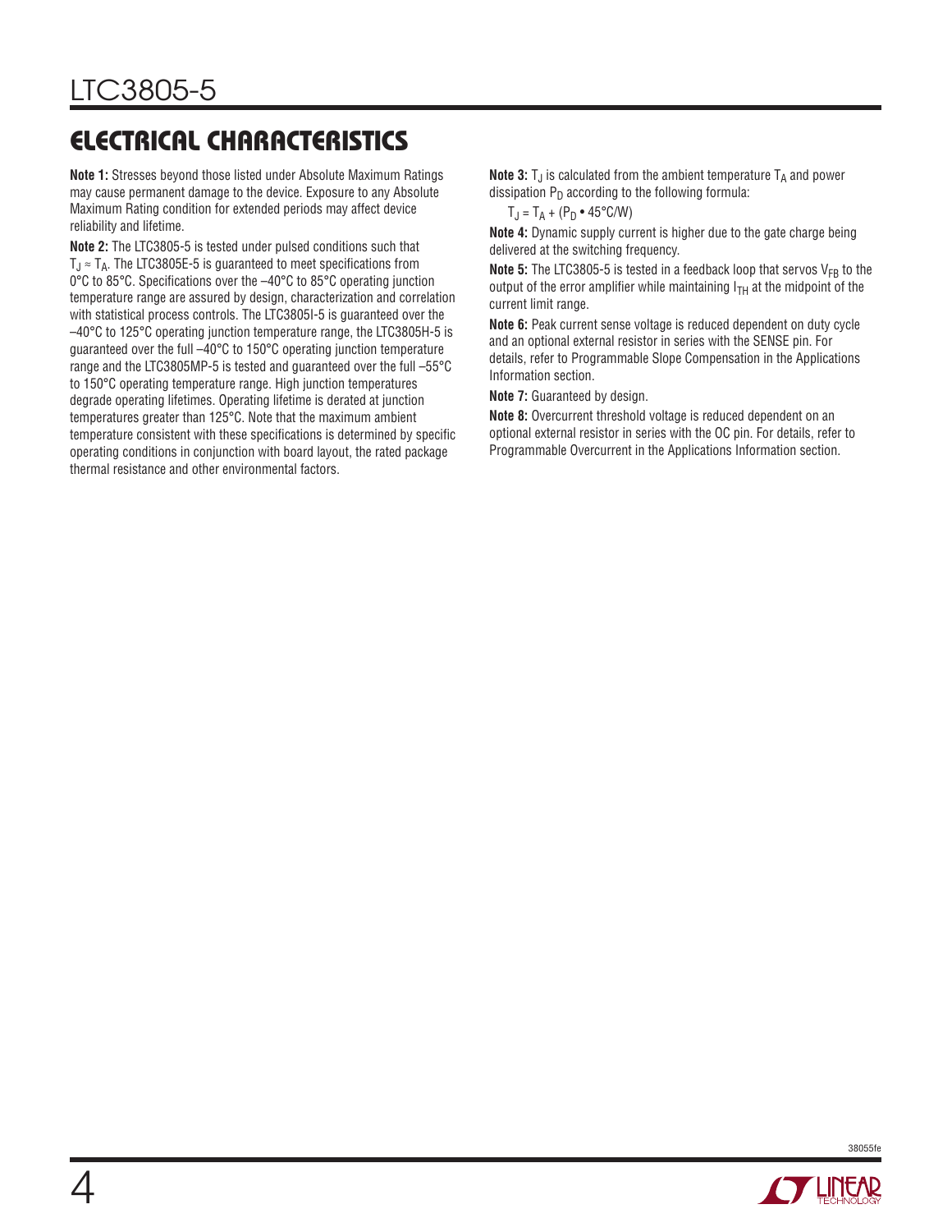## ELECTRICAL CHARACTERISTICS

**Note 1:** Stresses beyond those listed under Absolute Maximum Ratings may cause permanent damage to the device. Exposure to any Absolute Maximum Rating condition for extended periods may affect device reliability and lifetime.

**Note 2:** The LTC3805-5 is tested under pulsed conditions such that $T_J \approx T_A$. The LTC3805E-5 is guaranteed to meet specifications from 0°C to 85°C. Specifications over the –40°C to 85°C operating junction temperature range are assured by design, characterization and correlation with statistical process controls. The LTC3805I-5 is guaranteed over the –40°C to 125°C operating junction temperature range, the LTC3805H-5 is guaranteed over the full –40°C to 150°C operating junction temperature range and the LTC3805MP-5 is tested and guaranteed over the full –55°C to 150°C operating temperature range. High junction temperatures degrade operating lifetimes. Operating lifetime is derated at junction temperatures greater than 125°C. Note that the maximum ambient temperature consistent with these specifications is determined by specific operating conditions in conjunction with board layout, the rated package thermal resistance and other environmental factors.

**Note 3:** $T_J$ is calculated from the ambient temperature $T_A$ and power dissipation $P_D$ according to the following formula:

$$T_J = T_A + (P_D \bullet 45°C/W)$$

**Note 4:** Dynamic supply current is higher due to the gate charge being delivered at the switching frequency.

**Note 5:** The LTC3805-5 is tested in a feedback loop that servos $V_{FB}$ to the output of the error amplifier while maintaining $I_{TH}$ at the midpoint of the current limit range.

**Note 6:** Peak current sense voltage is reduced dependent on duty cycle and an optional external resistor in series with the SENSE pin. For details, refer to Programmable Slope Compensation in the Applications Information section.

**Note 7:** Guaranteed by design.

**Note 8:** Overcurrent threshold voltage is reduced dependent on an optional external resistor in series with the OC pin. For details, refer to Programmable Overcurrent in the Applications Information section.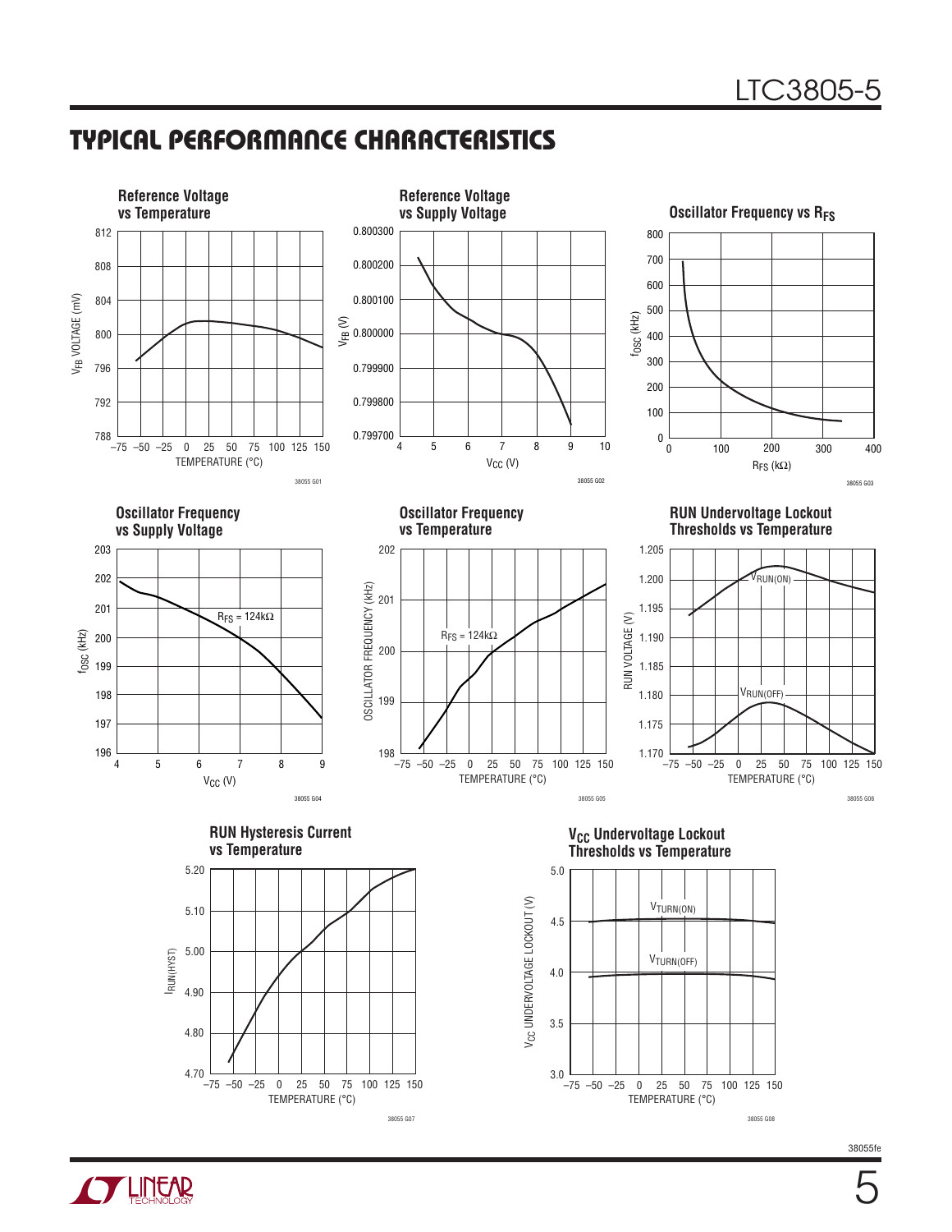## TYPICAL PERFORMANCE CHARACTERISTICS

**Reference Voltage vs Temperature**

$V_{FB}$ VOLTAGE (mV) vs TEMPERATURE (°C)

38055 G01

**Reference Voltage vs Supply Voltage**

$V_{FB}$ (V) vs $V_{CC}$ (V)

38055 G02

**Oscillator Frequency vs $R_{FS}$**

$f_{OSC}$ (kHz) vs $R_{FS}$ (kΩ)

38055 G03

**Oscillator Frequency vs Supply Voltage**

$R_{FS}$ = 124kΩ

$f_{OSC}$ (kHz) vs $V_{CC}$ (V)

38055 G04

**Oscillator Frequency vs Temperature**

$R_{FS}$ = 124kΩ

OSCILLATOR FREQUENCY (kHz) vs TEMPERATURE (°C)

38055 G05

**RUN Undervoltage Lockout Thresholds vs Temperature**

$V_{RUN(ON)}$, $V_{RUN(OFF)}$

RUN VOLTAGE (V) vs TEMPERATURE (°C)

38055 G06

**RUN Hysteresis Current vs Temperature**

$I_{RUN(HYST)}$ vs TEMPERATURE (°C)

38055 G07

**$V_{CC}$ Undervoltage Lockout Thresholds vs Temperature**

$V_{TURN(ON)}$, $V_{TURN(OFF)}$

$V_{CC}$ UNDERVOLTAGE LOCKOUT (V) vs TEMPERATURE (°C)

38055 G08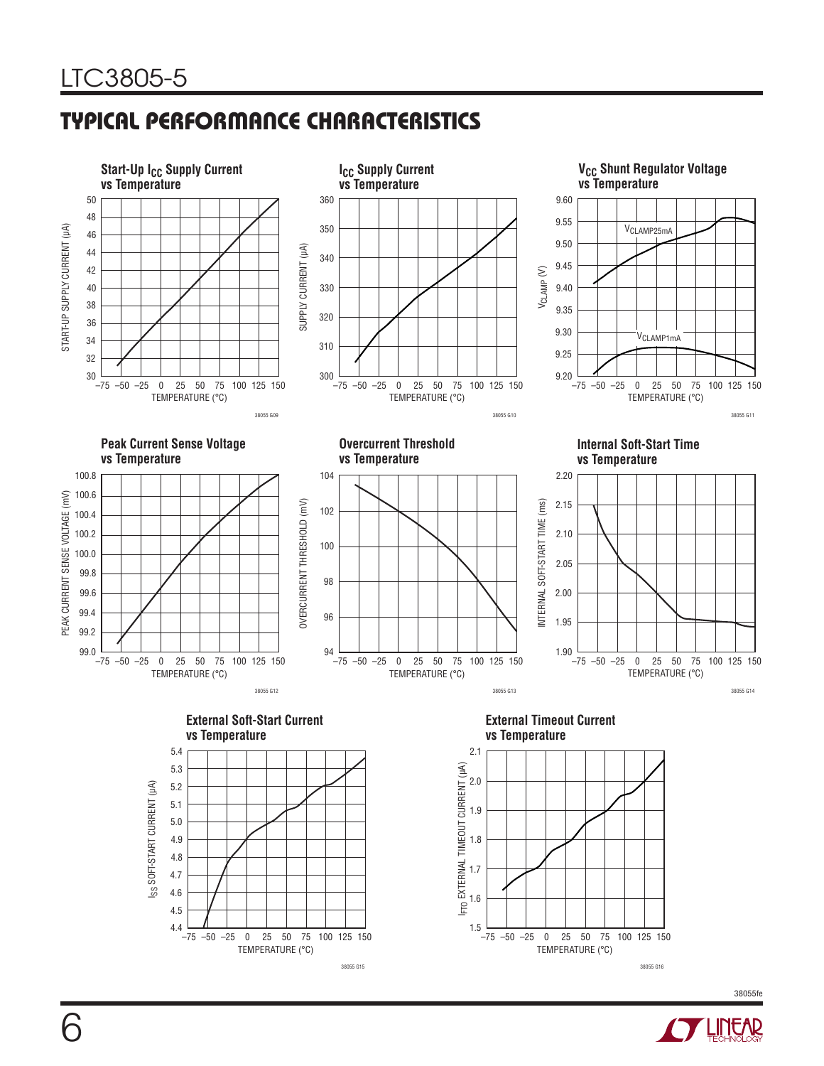## TYPICAL PERFORMANCE CHARACTERISTICS

**Start-Up $I_{CC}$ Supply Current vs Temperature**

START-UP SUPPLY CURRENT (µA) vs TEMPERATURE (°C)

38055 G09

**$I_{CC}$ Supply Current vs Temperature**

SUPPLY CURRENT (µA) vs TEMPERATURE (°C)

38055 G10

**$V_{CC}$ Shunt Regulator Voltage vs Temperature**

$V_{CLAMP}$ (V) vs TEMPERATURE (°C)

$V_{CLAMP25mA}$

$V_{CLAMP1mA}$

38055 G11

**Peak Current Sense Voltage vs Temperature**

PEAK CURRENT SENSE VOLTAGE (mV) vs TEMPERATURE (°C)

38055 G12

**Overcurrent Threshold vs Temperature**

OVERCURRENT THRESHOLD (mV) vs TEMPERATURE (°C)

38055 G13

**Internal Soft-Start Time vs Temperature**

INTERNAL SOFT-START TIME (ms) vs TEMPERATURE (°C)

38055 G14

**External Soft-Start Current vs Temperature**

$I_{SS}$ SOFT-START CURRENT (µA) vs TEMPERATURE (°C)

38055 G15

**External Timeout Current vs Temperature**

$I_{FTO}$ EXTERNAL TIMEOUT CURRENT (µA) vs TEMPERATURE (°C)

38055 G16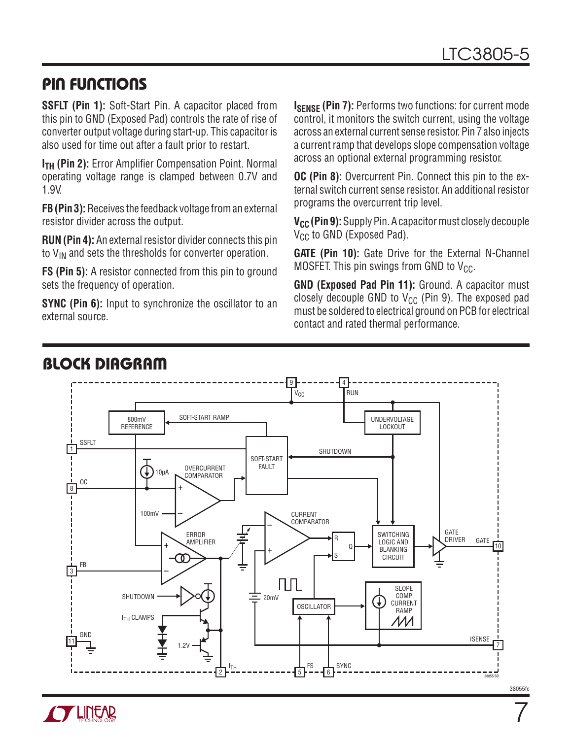## PIN FUNCTIONS

**SSFLT (Pin 1):** Soft-Start Pin. A capacitor placed from this pin to GND (Exposed Pad) controls the rate of rise of converter output voltage during start-up. This capacitor is also used for time out after a fault prior to restart.

**$I_{TH}$ (Pin 2):** Error Amplifier Compensation Point. Normal operating voltage range is clamped between 0.7V and 1.9V.

**FB (Pin 3):** Receives the feedback voltage from an external resistor divider across the output.

**RUN (Pin 4):** An external resistor divider connects this pin to $V_{IN}$ and sets the thresholds for converter operation.

**FS (Pin 5):** A resistor connected from this pin to ground sets the frequency of operation.

**SYNC (Pin 6):** Input to synchronize the oscillator to an external source.

**$I_{SENSE}$ (Pin 7):** Performs two functions: for current mode control, it monitors the switch current, using the voltage across an external current sense resistor. Pin 7 also injects a current ramp that develops slope compensation voltage across an optional external programming resistor.

**OC (Pin 8):** Overcurrent Pin. Connect this pin to the external switch current sense resistor. An additional resistor programs the overcurrent trip level.

**$V_{CC}$ (Pin 9):** Supply Pin. A capacitor must closely decouple $V_{CC}$ to GND (Exposed Pad).

**GATE (Pin 10):** Gate Drive for the External N-Channel MOSFET. This pin swings from GND to $V_{CC}$.

**GND (Exposed Pad Pin 11):** Ground. A capacitor must closely decouple GND to $V_{CC}$ (Pin 9). The exposed pad must be soldered to electrical ground on PCB for electrical contact and rated thermal performance.

## BLOCK DIAGRAM

9 $V_{CC}$, 4 RUN, 800mV REFERENCE, SOFT-START RAMP, UNDERVOLTAGE LOCKOUT, 1 SSFLT, SHUTDOWN, SOFT-START FAULT, 10µA, OVERCURRENT COMPARATOR, 8 OC, 100mV, CURRENT COMPARATOR, ERROR AMPLIFIER, R, Q, S, SWITCHING LOGIC AND BLANKING CIRCUIT, GATE DRIVER, GATE 10, 3 FB, SHUTDOWN, 20mV, OSCILLATOR, SLOPE COMP CURRENT RAMP, $I_{TH}$ CLAMPS, 11 GND, 1.2V, ISENSE 7, 2 $I_{TH}$, 5 FS, 6 SYNC

38055 BD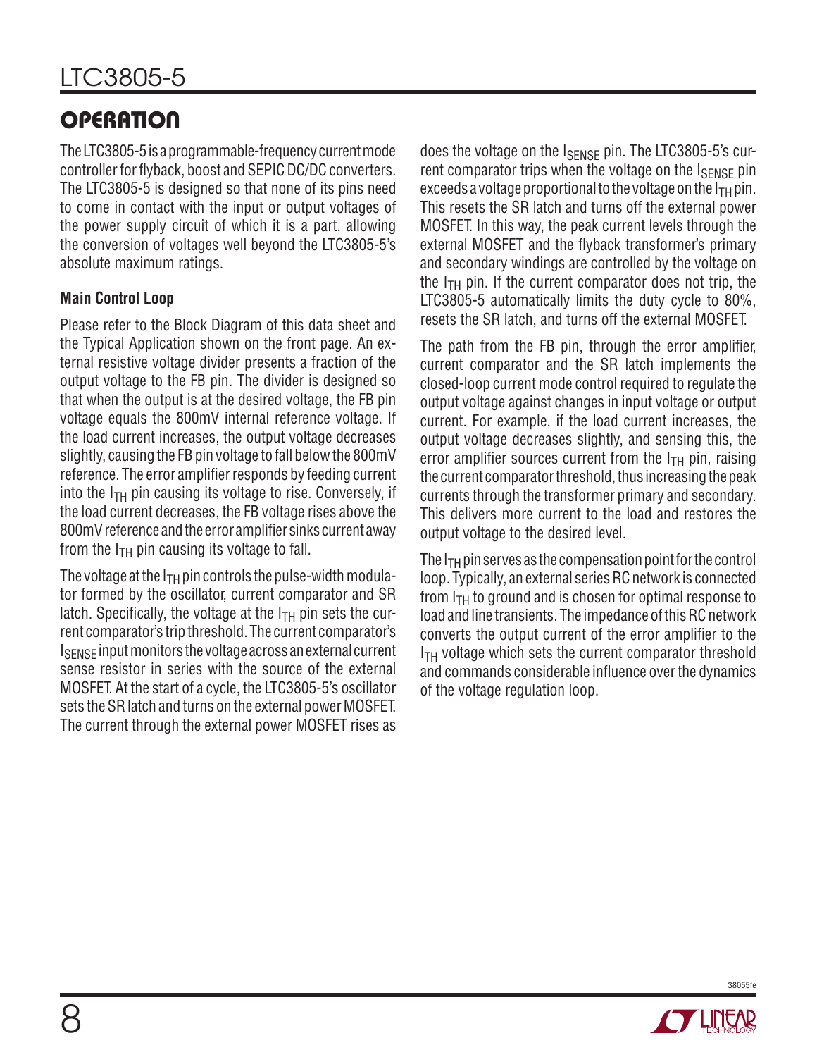## OPERATION

The LTC3805-5 is a programmable-frequency current mode controller for flyback, boost and SEPIC DC/DC converters. The LTC3805-5 is designed so that none of its pins need to come in contact with the input or output voltages of the power supply circuit of which it is a part, allowing the conversion of voltages well beyond the LTC3805-5's absolute maximum ratings.

### Main Control Loop

Please refer to the Block Diagram of this data sheet and the Typical Application shown on the front page. An external resistive voltage divider presents a fraction of the output voltage to the FB pin. The divider is designed so that when the output is at the desired voltage, the FB pin voltage equals the 800mV internal reference voltage. If the load current increases, the output voltage decreases slightly, causing the FB pin voltage to fall below the 800mV reference. The error amplifier responds by feeding current into the $I_{TH}$ pin causing its voltage to rise. Conversely, if the load current decreases, the FB voltage rises above the 800mV reference and the error amplifier sinks current away from the $I_{TH}$ pin causing its voltage to fall.

The voltage at the $I_{TH}$ pin controls the pulse-width modulator formed by the oscillator, current comparator and SR latch. Specifically, the voltage at the $I_{TH}$ pin sets the current comparator's trip threshold. The current comparator's $I_{SENSE}$ input monitors the voltage across an external current sense resistor in series with the source of the external MOSFET. At the start of a cycle, the LTC3805-5's oscillator sets the SR latch and turns on the external power MOSFET. The current through the external power MOSFET rises as does the voltage on the $I_{SENSE}$ pin. The LTC3805-5's current comparator trips when the voltage on the $I_{SENSE}$ pin exceeds a voltage proportional to the voltage on the $I_{TH}$ pin. This resets the SR latch and turns off the external power MOSFET. In this way, the peak current levels through the external MOSFET and the flyback transformer's primary and secondary windings are controlled by the voltage on the $I_{TH}$ pin. If the current comparator does not trip, the LTC3805-5 automatically limits the duty cycle to 80%, resets the SR latch, and turns off the external MOSFET.

The path from the FB pin, through the error amplifier, current comparator and the SR latch implements the closed-loop current mode control required to regulate the output voltage against changes in input voltage or output current. For example, if the load current increases, the output voltage decreases slightly, and sensing this, the error amplifier sources current from the $I_{TH}$ pin, raising the current comparator threshold, thus increasing the peak currents through the transformer primary and secondary. This delivers more current to the load and restores the output voltage to the desired level.

The $I_{TH}$ pin serves as the compensation point for the control loop. Typically, an external series RC network is connected from $I_{TH}$ to ground and is chosen for optimal response to load and line transients. The impedance of this RC network converts the output current of the error amplifier to the $I_{TH}$ voltage which sets the current comparator threshold and commands considerable influence over the dynamics of the voltage regulation loop.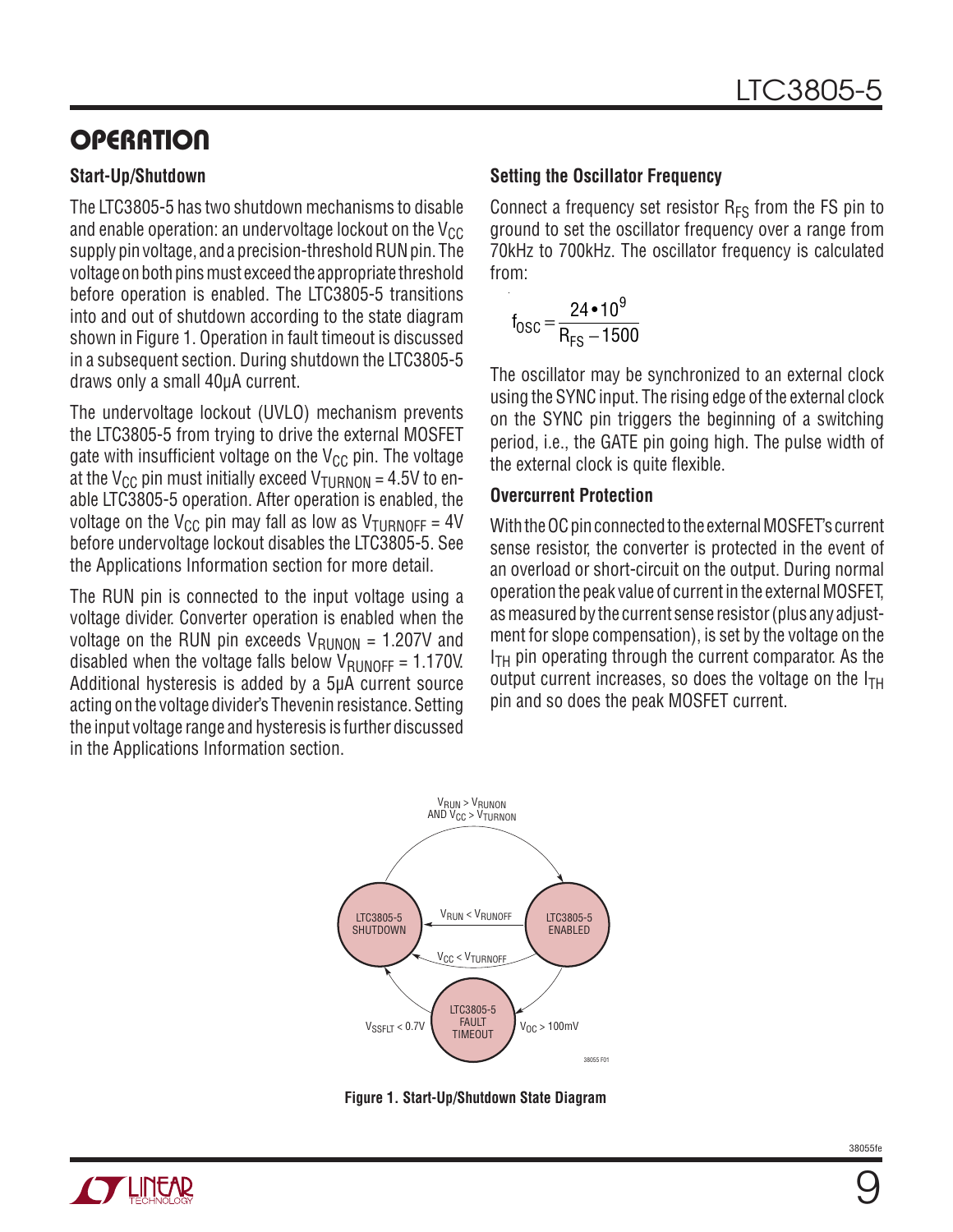## OPERATION

### Start-Up/Shutdown

The LTC3805-5 has two shutdown mechanisms to disable and enable operation: an undervoltage lockout on the $V_{CC}$ supply pin voltage, and a precision-threshold RUN pin. The voltage on both pins must exceed the appropriate threshold before operation is enabled. The LTC3805-5 transitions into and out of shutdown according to the state diagram shown in Figure 1. Operation in fault timeout is discussed in a subsequent section. During shutdown the LTC3805-5 draws only a small 40μA current.

The undervoltage lockout (UVLO) mechanism prevents the LTC3805-5 from trying to drive the external MOSFET gate with insufficient voltage on the $V_{CC}$ pin. The voltage at the $V_{CC}$ pin must initially exceed $V_{TURNON}$ = 4.5V to enable LTC3805-5 operation. After operation is enabled, the voltage on the $V_{CC}$ pin may fall as low as $V_{TURNOFF}$ = 4V before undervoltage lockout disables the LTC3805-5. See the Applications Information section for more detail.

The RUN pin is connected to the input voltage using a voltage divider. Converter operation is enabled when the voltage on the RUN pin exceeds $V_{RUNON}$ = 1.207V and disabled when the voltage falls below $V_{RUNOFF}$ = 1.170V. Additional hysteresis is added by a 5μA current source acting on the voltage divider's Thevenin resistance. Setting the input voltage range and hysteresis is further discussed in the Applications Information section.

### Setting the Oscillator Frequency

Connect a frequency set resistor $R_{FS}$ from the FS pin to ground to set the oscillator frequency over a range from 70kHz to 700kHz. The oscillator frequency is calculated from:

$$f_{OSC} = \frac{24 \cdot 10^9}{R_{FS} - 1500}$$

The oscillator may be synchronized to an external clock using the SYNC input. The rising edge of the external clock on the SYNC pin triggers the beginning of a switching period, i.e., the GATE pin going high. The pulse width of the external clock is quite flexible.

### Overcurrent Protection

With the OC pin connected to the external MOSFET's current sense resistor, the converter is protected in the event of an overload or short-circuit on the output. During normal operation the peak value of current in the external MOSFET, as measured by the current sense resistor (plus any adjustment for slope compensation), is set by the voltage on the $I_{TH}$ pin operating through the current comparator. As the output current increases, so does the voltage on the $I_{TH}$ pin and so does the peak MOSFET current.

Figure 1. Start-Up/Shutdown State Diagram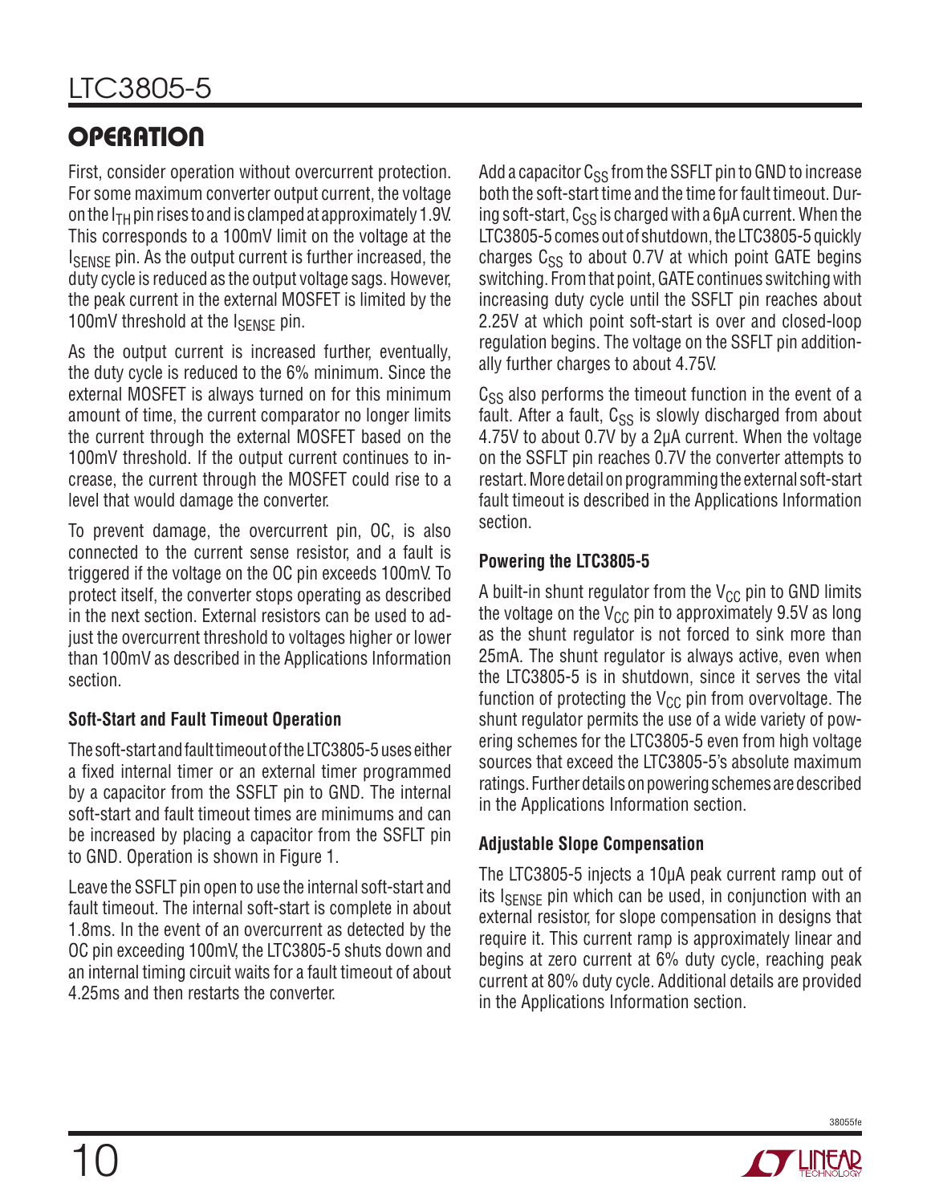## OPERATION

First, consider operation without overcurrent protection. For some maximum converter output current, the voltage on the $I_{TH}$ pin rises to and is clamped at approximately 1.9V. This corresponds to a 100mV limit on the voltage at the $I_{SENSE}$ pin. As the output current is further increased, the duty cycle is reduced as the output voltage sags. However, the peak current in the external MOSFET is limited by the 100mV threshold at the $I_{SENSE}$ pin.

As the output current is increased further, eventually, the duty cycle is reduced to the 6% minimum. Since the external MOSFET is always turned on for this minimum amount of time, the current comparator no longer limits the current through the external MOSFET based on the 100mV threshold. If the output current continues to increase, the current through the MOSFET could rise to a level that would damage the converter.

To prevent damage, the overcurrent pin, OC, is also connected to the current sense resistor, and a fault is triggered if the voltage on the OC pin exceeds 100mV. To protect itself, the converter stops operating as described in the next section. External resistors can be used to adjust the overcurrent threshold to voltages higher or lower than 100mV as described in the Applications Information section.

### Soft-Start and Fault Timeout Operation

The soft-start and fault timeout of the LTC3805-5 uses either a fixed internal timer or an external timer programmed by a capacitor from the SSFLT pin to GND. The internal soft-start and fault timeout times are minimums and can be increased by placing a capacitor from the SSFLT pin to GND. Operation is shown in Figure 1.

Leave the SSFLT pin open to use the internal soft-start and fault timeout. The internal soft-start is complete in about 1.8ms. In the event of an overcurrent as detected by the OC pin exceeding 100mV, the LTC3805-5 shuts down and an internal timing circuit waits for a fault timeout of about 4.25ms and then restarts the converter.

Add a capacitor $C_{SS}$ from the SSFLT pin to GND to increase both the soft-start time and the time for fault timeout. During soft-start, $C_{SS}$ is charged with a 6μA current. When the LTC3805-5 comes out of shutdown, the LTC3805-5 quickly charges $C_{SS}$ to about 0.7V at which point GATE begins switching. From that point, GATE continues switching with increasing duty cycle until the SSFLT pin reaches about 2.25V at which point soft-start is over and closed-loop regulation begins. The voltage on the SSFLT pin additionally further charges to about 4.75V.

$C_{SS}$ also performs the timeout function in the event of a fault. After a fault, $C_{SS}$ is slowly discharged from about 4.75V to about 0.7V by a 2μA current. When the voltage on the SSFLT pin reaches 0.7V the converter attempts to restart. More detail on programming the external soft-start fault timeout is described in the Applications Information section.

### Powering the LTC3805-5

A built-in shunt regulator from the $V_{CC}$ pin to GND limits the voltage on the $V_{CC}$ pin to approximately 9.5V as long as the shunt regulator is not forced to sink more than 25mA. The shunt regulator is always active, even when the LTC3805-5 is in shutdown, since it serves the vital function of protecting the $V_{CC}$ pin from overvoltage. The shunt regulator permits the use of a wide variety of powering schemes for the LTC3805-5 even from high voltage sources that exceed the LTC3805-5's absolute maximum ratings. Further details on powering schemes are described in the Applications Information section.

### Adjustable Slope Compensation

The LTC3805-5 injects a 10μA peak current ramp out of its $I_{SENSE}$ pin which can be used, in conjunction with an external resistor, for slope compensation in designs that require it. This current ramp is approximately linear and begins at zero current at 6% duty cycle, reaching peak current at 80% duty cycle. Additional details are provided in the Applications Information section.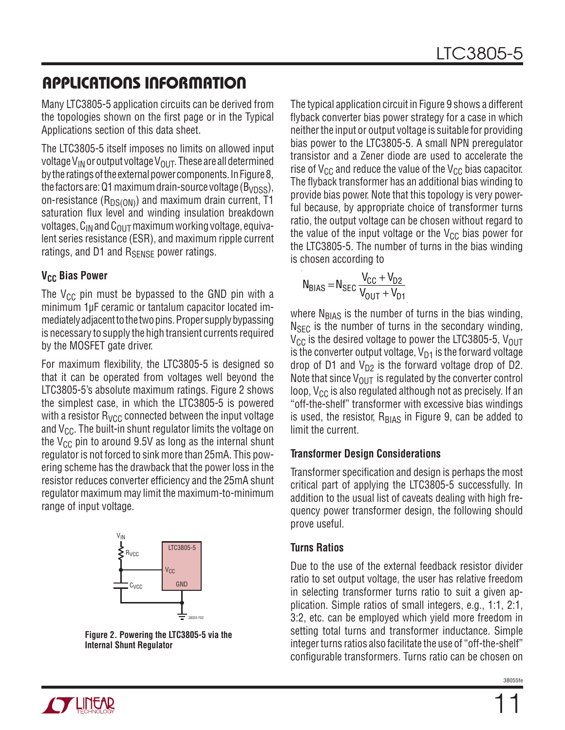## APPLICATIONS INFORMATION

Many LTC3805-5 application circuits can be derived from the topologies shown on the first page or in the Typical Applications section of this data sheet.

The LTC3805-5 itself imposes no limits on allowed input voltage $V_{IN}$ or output voltage $V_{OUT}$. These are all determined by the ratings of the external power components. In Figure 8, the factors are: Q1 maximum drain-source voltage ($B_{VDSS}$), on-resistance ($R_{DS(ON)}$) and maximum drain current, T1 saturation flux level and winding insulation breakdown voltages, $C_{IN}$ and $C_{OUT}$ maximum working voltage, equivalent series resistance (ESR), and maximum ripple current ratings, and D1 and $R_{SENSE}$ power ratings.

### $V_{CC}$ Bias Power

The $V_{CC}$ pin must be bypassed to the GND pin with a minimum 1μF ceramic or tantalum capacitor located immediately adjacent to the two pins. Proper supply bypassing is necessary to supply the high transient currents required by the MOSFET gate driver.

For maximum flexibility, the LTC3805-5 is designed so that it can be operated from voltages well beyond the LTC3805-5's absolute maximum ratings. Figure 2 shows the simplest case, in which the LTC3805-5 is powered with a resistor $R_{VCC}$ connected between the input voltage and $V_{CC}$. The built-in shunt regulator limits the voltage on the $V_{CC}$ pin to around 9.5V as long as the internal shunt regulator is not forced to sink more than 25mA. This powering scheme has the drawback that the power loss in the resistor reduces converter efficiency and the 25mA shunt regulator maximum may limit the maximum-to-minimum range of input voltage.

**Figure 2. Powering the LTC3805-5 via the Internal Shunt Regulator**

The typical application circuit in Figure 9 shows a different flyback converter bias power strategy for a case in which neither the input or output voltage is suitable for providing bias power to the LTC3805-5. A small NPN preregulator transistor and a Zener diode are used to accelerate the rise of $V_{CC}$ and reduce the value of the $V_{CC}$ bias capacitor. The flyback transformer has an additional bias winding to provide bias power. Note that this topology is very powerful because, by appropriate choice of transformer turns ratio, the output voltage can be chosen without regard to the value of the input voltage or the $V_{CC}$ bias power for the LTC3805-5. The number of turns in the bias winding is chosen according to

$$N_{BIAS} = N_{SEC}\frac{V_{CC} + V_{D2}}{V_{OUT} + V_{D1}}$$

where $N_{BIAS}$ is the number of turns in the bias winding, $N_{SEC}$ is the number of turns in the secondary winding, $V_{CC}$ is the desired voltage to power the LTC3805-5, $V_{OUT}$ is the converter output voltage, $V_{D1}$ is the forward voltage drop of D1 and $V_{D2}$ is the forward voltage drop of D2. Note that since $V_{OUT}$ is regulated by the converter control loop, $V_{CC}$ is also regulated although not as precisely. If an "off-the-shelf" transformer with excessive bias windings is used, the resistor, $R_{BIAS}$ in Figure 9, can be added to limit the current.

### Transformer Design Considerations

Transformer specification and design is perhaps the most critical part of applying the LTC3805-5 successfully. In addition to the usual list of caveats dealing with high frequency power transformer design, the following should prove useful.

### Turns Ratios

Due to the use of the external feedback resistor divider ratio to set output voltage, the user has relative freedom in selecting transformer turns ratio to suit a given application. Simple ratios of small integers, e.g., 1:1, 2:1, 3:2, etc. can be employed which yield more freedom in setting total turns and transformer inductance. Simple integer turns ratios also facilitate the use of "off-the-shelf" configurable transformers. Turns ratio can be chosen on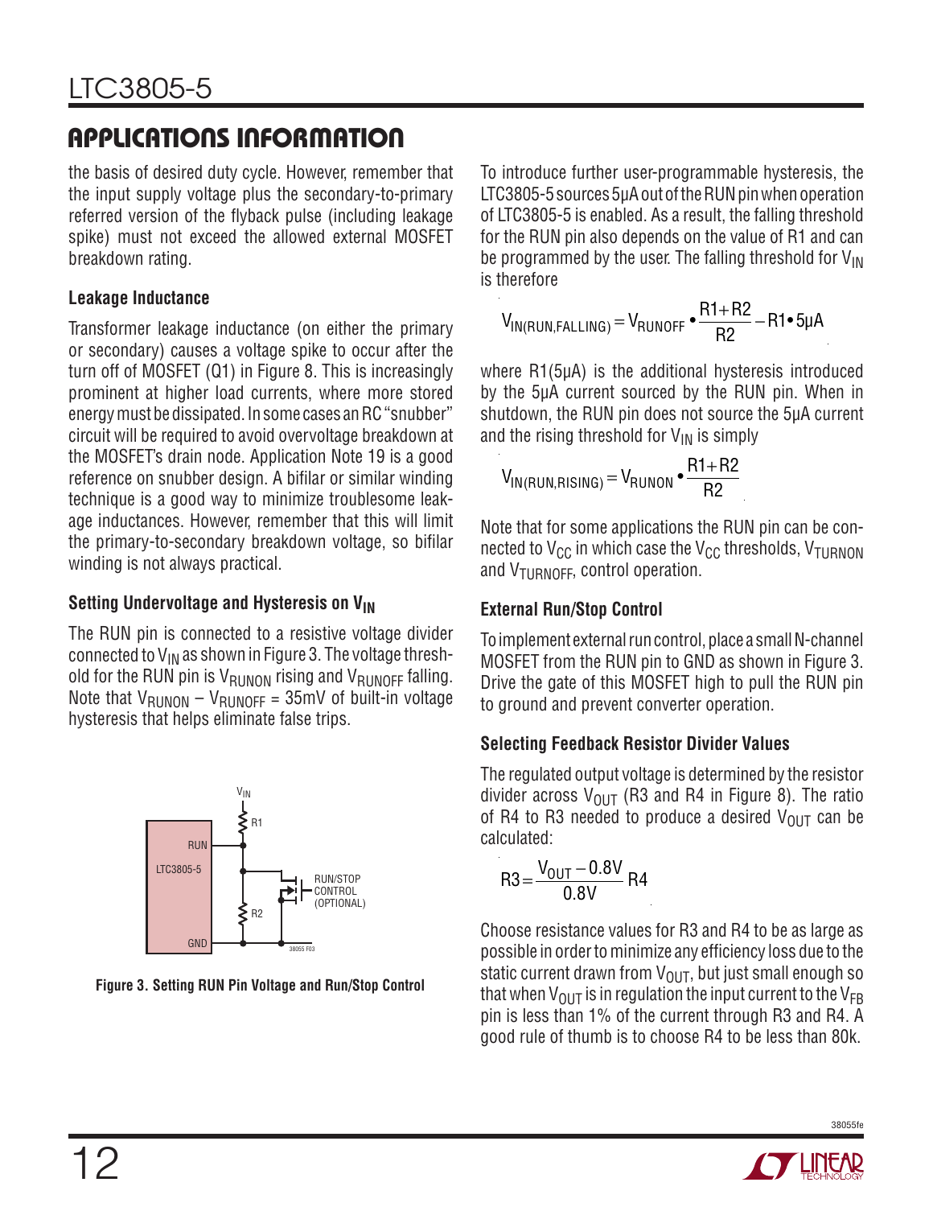## APPLICATIONS INFORMATION

the basis of desired duty cycle. However, remember that the input supply voltage plus the secondary-to-primary referred version of the flyback pulse (including leakage spike) must not exceed the allowed external MOSFET breakdown rating.

### Leakage Inductance

Transformer leakage inductance (on either the primary or secondary) causes a voltage spike to occur after the turn off of MOSFET (Q1) in Figure 8. This is increasingly prominent at higher load currents, where more stored energy must be dissipated. In some cases an RC "snubber" circuit will be required to avoid overvoltage breakdown at the MOSFET's drain node. Application Note 19 is a good reference on snubber design. A bifilar or similar winding technique is a good way to minimize troublesome leakage inductances. However, remember that this will limit the primary-to-secondary breakdown voltage, so bifilar winding is not always practical.

### Setting Undervoltage and Hysteresis on $V_{IN}$

The RUN pin is connected to a resistive voltage divider connected to $V_{IN}$ as shown in Figure 3. The voltage threshold for the RUN pin is $V_{RUNON}$ rising and $V_{RUNOFF}$ falling. Note that $V_{RUNON} - V_{RUNOFF}$ = 35mV of built-in voltage hysteresis that helps eliminate false trips.

**Figure 3. Setting RUN Pin Voltage and Run/Stop Control**

To introduce further user-programmable hysteresis, the LTC3805-5 sources 5µA out of the RUN pin when operation of LTC3805-5 is enabled. As a result, the falling threshold for the RUN pin also depends on the value of R1 and can be programmed by the user. The falling threshold for $V_{IN}$ is therefore

$$V_{IN(RUN,FALLING)} = V_{RUNOFF} \bullet \frac{R1+R2}{R2} - R1 \bullet 5\mu A$$

where R1(5µA) is the additional hysteresis introduced by the 5µA current sourced by the RUN pin. When in shutdown, the RUN pin does not source the 5µA current and the rising threshold for $V_{IN}$ is simply

$$V_{IN(RUN,RISING)} = V_{RUNON} \bullet \frac{R1+R2}{R2}$$

Note that for some applications the RUN pin can be connected to $V_{CC}$ in which case the $V_{CC}$ thresholds, $V_{TURNON}$ and $V_{TURNOFF}$, control operation.

### External Run/Stop Control

To implement external run control, place a small N-channel MOSFET from the RUN pin to GND as shown in Figure 3. Drive the gate of this MOSFET high to pull the RUN pin to ground and prevent converter operation.

### Selecting Feedback Resistor Divider Values

The regulated output voltage is determined by the resistor divider across $V_{OUT}$ (R3 and R4 in Figure 8). The ratio of R4 to R3 needed to produce a desired $V_{OUT}$ can be calculated:

$$R3 = \frac{V_{OUT} - 0.8V}{0.8V} R4$$

Choose resistance values for R3 and R4 to be as large as possible in order to minimize any efficiency loss due to the static current drawn from $V_{OUT}$, but just small enough so that when $V_{OUT}$ is in regulation the input current to the $V_{FB}$ pin is less than 1% of the current through R3 and R4. A good rule of thumb is to choose R4 to be less than 80k.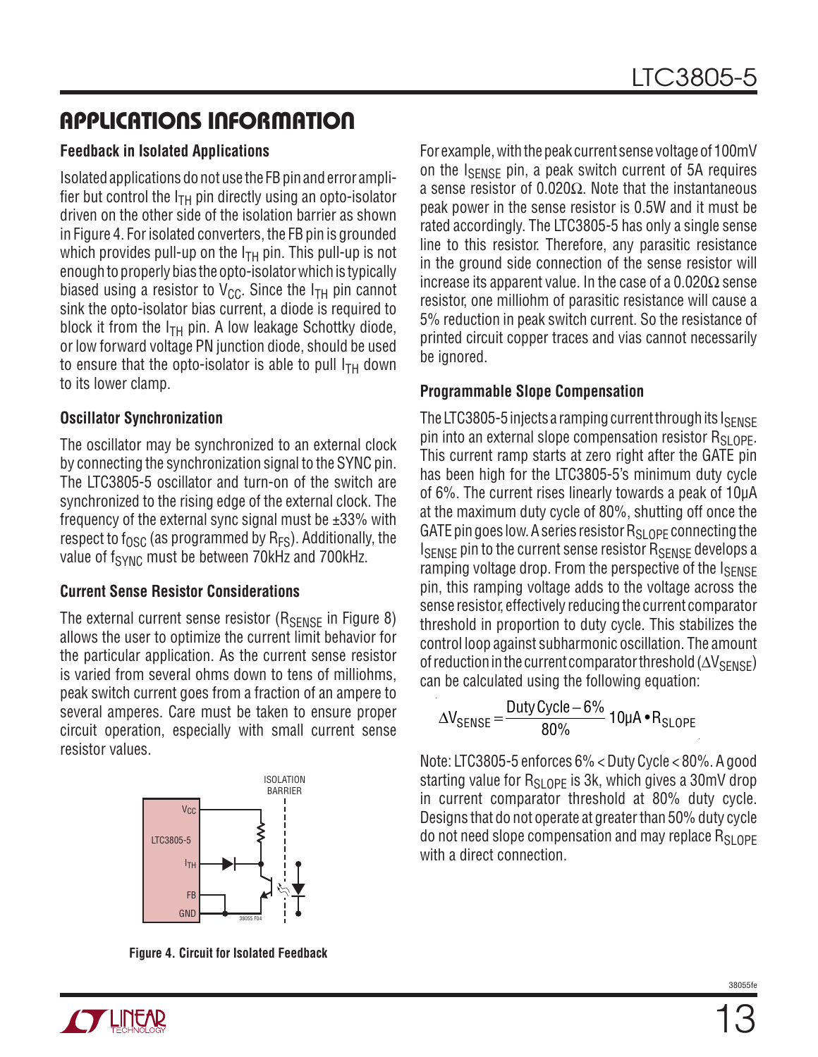## APPLICATIONS INFORMATION

### Feedback in Isolated Applications

Isolated applications do not use the FB pin and error amplifier but control the $I_{TH}$ pin directly using an opto-isolator driven on the other side of the isolation barrier as shown in Figure 4. For isolated converters, the FB pin is grounded which provides pull-up on the $I_{TH}$ pin. This pull-up is not enough to properly bias the opto-isolator which is typically biased using a resistor to $V_{CC}$. Since the $I_{TH}$ pin cannot sink the opto-isolator bias current, a diode is required to block it from the $I_{TH}$ pin. A low leakage Schottky diode, or low forward voltage PN junction diode, should be used to ensure that the opto-isolator is able to pull $I_{TH}$ down to its lower clamp.

### Oscillator Synchronization

The oscillator may be synchronized to an external clock by connecting the synchronization signal to the SYNC pin. The LTC3805-5 oscillator and turn-on of the switch are synchronized to the rising edge of the external clock. The frequency of the external sync signal must be ±33% with respect to $f_{OSC}$ (as programmed by $R_{FS}$). Additionally, the value of $f_{SYNC}$ must be between 70kHz and 700kHz.

### Current Sense Resistor Considerations

The external current sense resistor ($R_{SENSE}$ in Figure 8) allows the user to optimize the current limit behavior for the particular application. As the current sense resistor is varied from several ohms down to tens of milliohms, peak switch current goes from a fraction of an ampere to several amperes. Care must be taken to ensure proper circuit operation, especially with small current sense resistor values.

Figure 4. Circuit for Isolated Feedback

For example, with the peak current sense voltage of 100mV on the $I_{SENSE}$ pin, a peak switch current of 5A requires a sense resistor of 0.020Ω. Note that the instantaneous peak power in the sense resistor is 0.5W and it must be rated accordingly. The LTC3805-5 has only a single sense line to this resistor. Therefore, any parasitic resistance in the ground side connection of the sense resistor will increase its apparent value. In the case of a 0.020Ω sense resistor, one milliohm of parasitic resistance will cause a 5% reduction in peak switch current. So the resistance of printed circuit copper traces and vias cannot necessarily be ignored.

### Programmable Slope Compensation

The LTC3805-5 injects a ramping current through its $I_{SENSE}$ pin into an external slope compensation resistor $R_{SLOPE}$. This current ramp starts at zero right after the GATE pin has been high for the LTC3805-5's minimum duty cycle of 6%. The current rises linearly towards a peak of 10μA at the maximum duty cycle of 80%, shutting off once the GATE pin goes low. A series resistor $R_{SLOPE}$ connecting the $I_{SENSE}$ pin to the current sense resistor $R_{SENSE}$ develops a ramping voltage drop. From the perspective of the $I_{SENSE}$ pin, this ramping voltage adds to the voltage across the sense resistor, effectively reducing the current comparator threshold in proportion to duty cycle. This stabilizes the control loop against subharmonic oscillation. The amount of reduction in the current comparator threshold ($\Delta V_{SENSE}$) can be calculated using the following equation:

$$\Delta V_{SENSE} = \frac{\text{Duty Cycle} - 6\%}{80\%} \, 10\mu A \bullet R_{SLOPE}$$

Note: LTC3805-5 enforces 6% < Duty Cycle < 80%. A good starting value for $R_{SLOPE}$ is 3k, which gives a 30mV drop in current comparator threshold at 80% duty cycle. Designs that do not operate at greater than 50% duty cycle do not need slope compensation and may replace $R_{SLOPE}$ with a direct connection.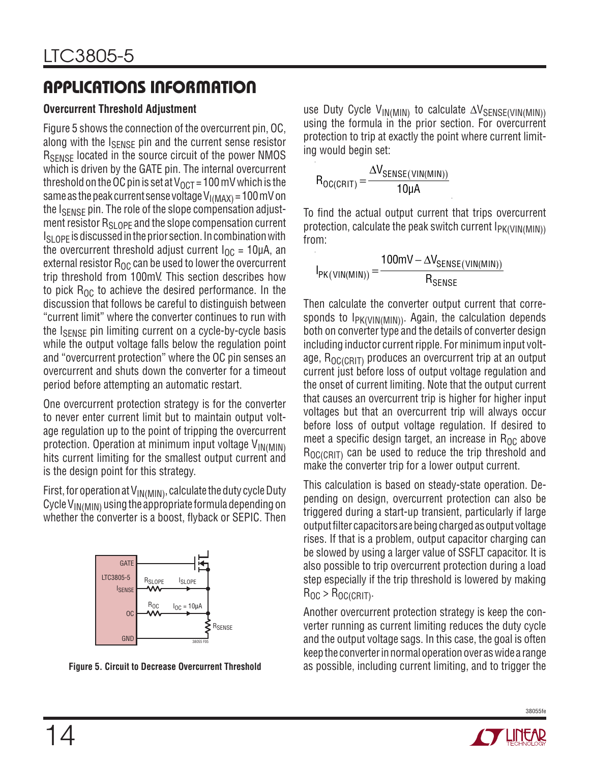## APPLICATIONS INFORMATION

### Overcurrent Threshold Adjustment

Figure 5 shows the connection of the overcurrent pin, OC, along with the $I_{SENSE}$ pin and the current sense resistor $R_{SENSE}$ located in the source circuit of the power NMOS which is driven by the GATE pin. The internal overcurrent threshold on the OC pin is set at $V_{OCT} = 100mV$ which is the same as the peak current sense voltage $V_{I(MAX)} = 100mV$ on the $I_{SENSE}$ pin. The role of the slope compensation adjustment resistor $R_{SLOPE}$ and the slope compensation current $I_{SLOPE}$ is discussed in the prior section. In combination with the overcurrent threshold adjust current $I_{OC} = 10µA$, an external resistor $R_{OC}$ can be used to lower the overcurrent trip threshold from 100mV. This section describes how to pick $R_{OC}$ to achieve the desired performance. In the discussion that follows be careful to distinguish between "current limit" where the converter continues to run with the $I_{SENSE}$ pin limiting current on a cycle-by-cycle basis while the output voltage falls below the regulation point and "overcurrent protection" where the OC pin senses an overcurrent and shuts down the converter for a timeout period before attempting an automatic restart.

One overcurrent protection strategy is for the converter to never enter current limit but to maintain output voltage regulation up to the point of tripping the overcurrent protection. Operation at minimum input voltage $V_{IN(MIN)}$ hits current limiting for the smallest output current and is the design point for this strategy.

First, for operation at $V_{IN(MIN)}$, calculate the duty cycle Duty Cycle $V_{IN(MIN)}$ using the appropriate formula depending on whether the converter is a boost, flyback or SEPIC. Then use Duty Cycle $V_{IN(MIN)}$ to calculate $\Delta V_{SENSE(VIN(MIN))}$ using the formula in the prior section. For overcurrent protection to trip at exactly the point where current limiting would begin set:

$$R_{OC(CRIT)} = \frac{\Delta V_{SENSE(VIN(MIN))}}{10µA}$$

To find the actual output current that trips overcurrent protection, calculate the peak switch current $I_{PK(VIN(MIN))}$ from:

$$I_{PK(VIN(MIN))} = \frac{100mV - \Delta V_{SENSE(VIN(MIN))}}{R_{SENSE}}$$

Then calculate the converter output current that corresponds to $I_{PK(VIN(MIN))}$. Again, the calculation depends both on converter type and the details of converter design including inductor current ripple. For minimum input voltage, $R_{OC(CRIT)}$ produces an overcurrent trip at an output current just before loss of output voltage regulation and the onset of current limiting. Note that the output current that causes an overcurrent trip is higher for higher input voltages but that an overcurrent trip will always occur before loss of output voltage regulation. If desired to meet a specific design target, an increase in $R_{OC}$ above $R_{OC(CRIT)}$ can be used to reduce the trip threshold and make the converter trip for a lower output current.

This calculation is based on steady-state operation. Depending on design, overcurrent protection can also be triggered during a start-up transient, particularly if large output filter capacitors are being charged as output voltage rises. If that is a problem, output capacitor charging can be slowed by using a larger value of SSFLT capacitor. It is also possible to trip overcurrent protection during a load step especially if the trip threshold is lowered by making $R_{OC} > R_{OC(CRIT)}$.

Another overcurrent protection strategy is keep the converter running as current limiting reduces the duty cycle and the output voltage sags. In this case, the goal is often keep the converter in normal operation over as wide a range as possible, including current limiting, and to trigger the

**Figure 5. Circuit to Decrease Overcurrent Threshold**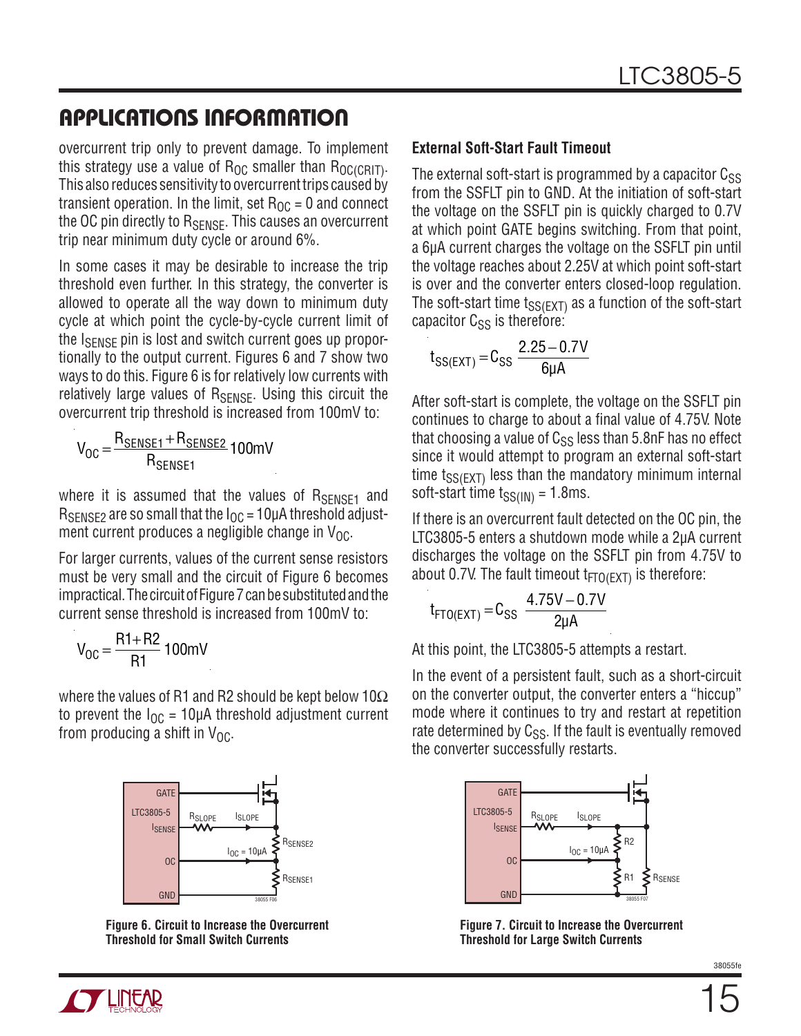## APPLICATIONS INFORMATION

overcurrent trip only to prevent damage. To implement this strategy use a value of $R_{OC}$ smaller than $R_{OC(CRIT)}$. This also reduces sensitivity to overcurrent trips caused by transient operation. In the limit, set $R_{OC}$ = 0 and connect the OC pin directly to $R_{SENSE}$. This causes an overcurrent trip near minimum duty cycle or around 6%.

In some cases it may be desirable to increase the trip threshold even further. In this strategy, the converter is allowed to operate all the way down to minimum duty cycle at which point the cycle-by-cycle current limit of the $I_{SENSE}$ pin is lost and switch current goes up proportionally to the output current. Figures 6 and 7 show two ways to do this. Figure 6 is for relatively low currents with relatively large values of $R_{SENSE}$. Using this circuit the overcurrent trip threshold is increased from 100mV to:

$$V_{OC} = \frac{R_{SENSE1} + R_{SENSE2}}{R_{SENSE1}} 100\text{mV}$$

where it is assumed that the values of $R_{SENSE1}$ and $R_{SENSE2}$ are so small that the $I_{OC}$ = 10μA threshold adjustment current produces a negligible change in $V_{OC}$.

For larger currents, values of the current sense resistors must be very small and the circuit of Figure 6 becomes impractical. The circuit of Figure 7 can be substituted and the current sense threshold is increased from 100mV to:

$$V_{OC} = \frac{R1 + R2}{R1} 100\text{mV}$$

where the values of R1 and R2 should be kept below 10Ω to prevent the $I_{OC}$ = 10μA threshold adjustment current from producing a shift in $V_{OC}$.

Figure 6. Circuit to Increase the Overcurrent Threshold for Small Switch Currents

### External Soft-Start Fault Timeout

The external soft-start is programmed by a capacitor $C_{SS}$ from the SSFLT pin to GND. At the initiation of soft-start the voltage on the SSFLT pin is quickly charged to 0.7V at which point GATE begins switching. From that point, a 6μA current charges the voltage on the SSFLT pin until the voltage reaches about 2.25V at which point soft-start is over and the converter enters closed-loop regulation. The soft-start time $t_{SS(EXT)}$ as a function of the soft-start capacitor $C_{SS}$ is therefore:

$$t_{SS(EXT)} = C_{SS} \frac{2.25 - 0.7\text{V}}{6\mu\text{A}}$$

After soft-start is complete, the voltage on the SSFLT pin continues to charge to about a final value of 4.75V. Note that choosing a value of $C_{SS}$ less than 5.8nF has no effect since it would attempt to program an external soft-start time $t_{SS(EXT)}$ less than the mandatory minimum internal soft-start time $t_{SS(IN)}$ = 1.8ms.

If there is an overcurrent fault detected on the OC pin, the LTC3805-5 enters a shutdown mode while a 2μA current discharges the voltage on the SSFLT pin from 4.75V to about 0.7V. The fault timeout $t_{FTO(EXT)}$ is therefore:

$$t_{FTO(EXT)} = C_{SS} \frac{4.75\text{V} - 0.7\text{V}}{2\mu\text{A}}$$

At this point, the LTC3805-5 attempts a restart.

In the event of a persistent fault, such as a short-circuit on the converter output, the converter enters a "hiccup" mode where it continues to try and restart at repetition rate determined by $C_{SS}$. If the fault is eventually removed the converter successfully restarts.

Figure 7. Circuit to Increase the Overcurrent Threshold for Large Switch Currents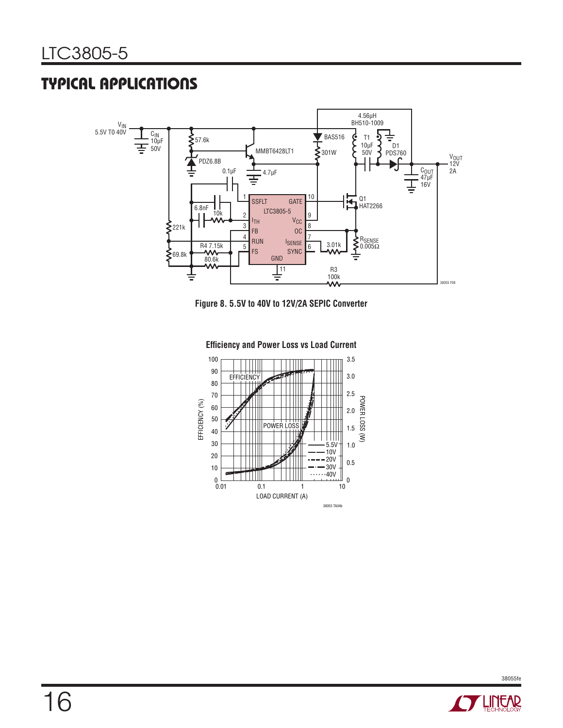## TYPICAL APPLICATIONS

Figure 8. 5.5V to 40V to 12V/2A SEPIC Converter

Efficiency and Power Loss vs Load Current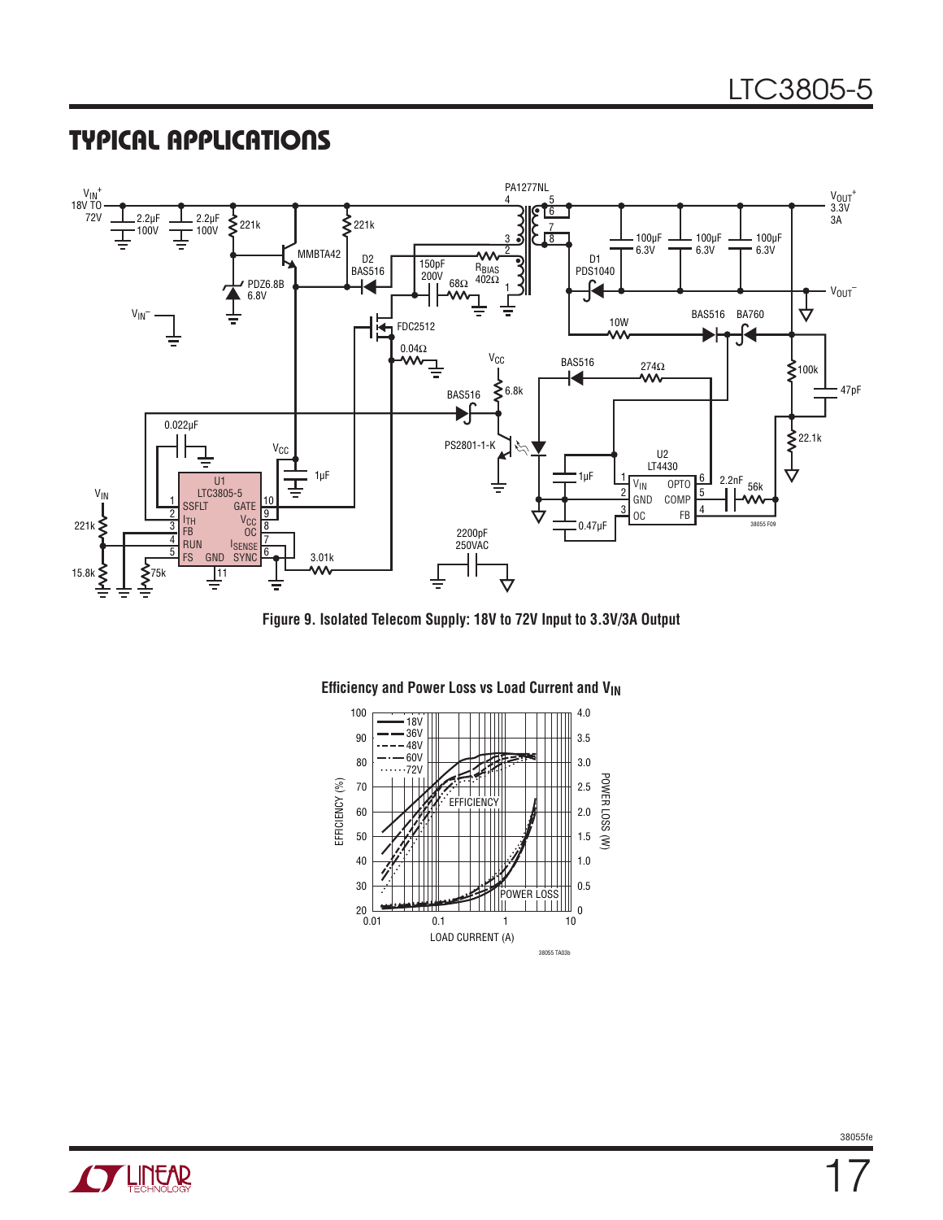## TYPICAL APPLICATIONS

Figure 9. Isolated Telecom Supply: 18V to 72V Input to 3.3V/3A Output

Efficiency and Power Loss vs Load Current and $V_{IN}$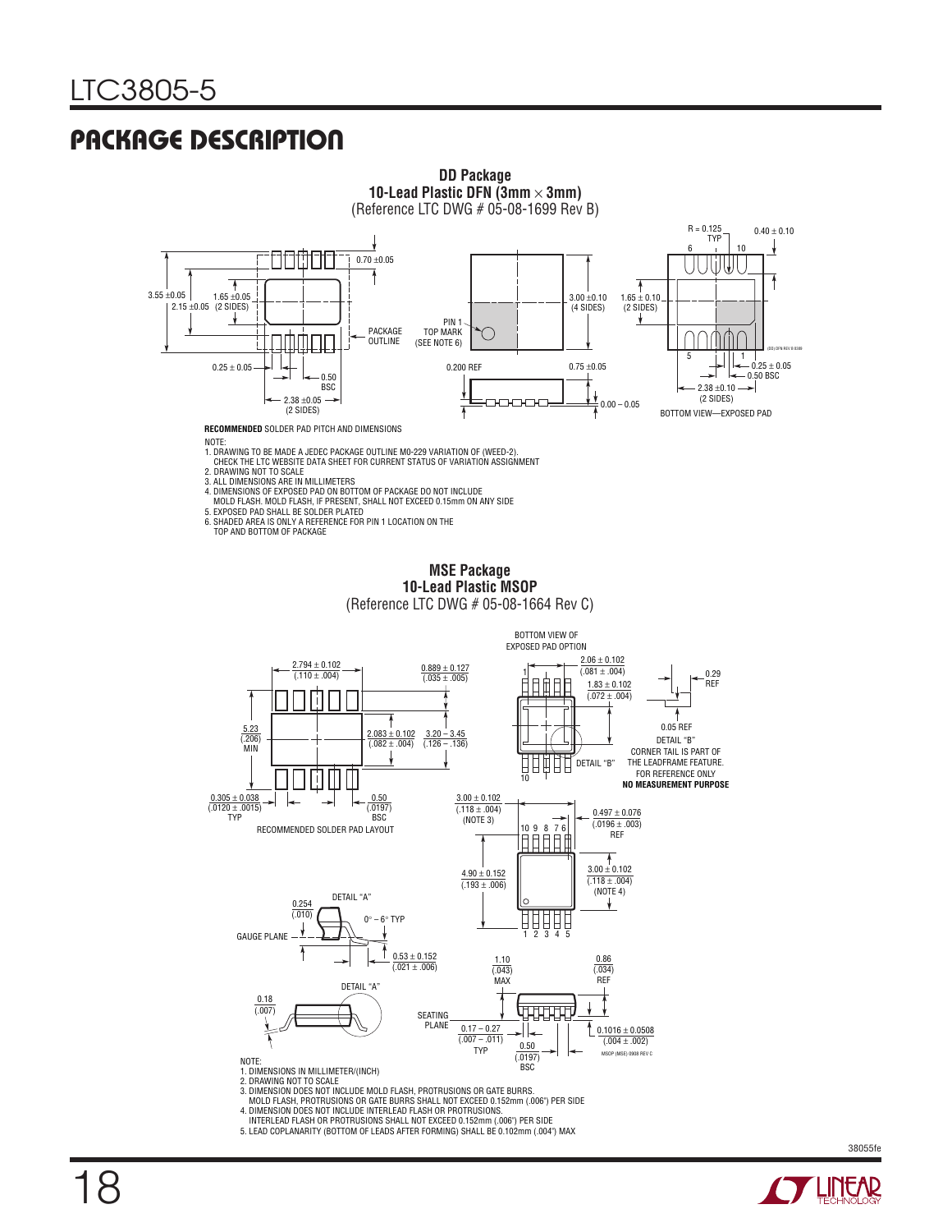## PACKAGE DESCRIPTION

**DD Package**
**10-Lead Plastic DFN (3mm × 3mm)**
(Reference LTC DWG # 05-08-1699 Rev B)

0.70 ±0.05

3.55 ±0.05

1.65 ±0.05

2.15 ±0.05 (2 SIDES)

PACKAGE OUTLINE

0.25 ± 0.05

0.50 BSC

2.38 ±0.05 (2 SIDES)

**RECOMMENDED** SOLDER PAD PITCH AND DIMENSIONS

PIN 1 TOP MARK (SEE NOTE 6)

3.00 ±0.10 (4 SIDES)

0.200 REF

0.75 ±0.05

0.00 – 0.05

R = 0.125 TYP

0.40 ± 0.10

1.65 ± 0.10 (2 SIDES)

0.25 ± 0.05

0.50 BSC

2.38 ±0.10 (2 SIDES)

BOTTOM VIEW—EXPOSED PAD

NOTE:
1. DRAWING TO BE MADE A JEDEC PACKAGE OUTLINE M0-229 VARIATION OF (WEED-2). CHECK THE LTC WEBSITE DATA SHEET FOR CURRENT STATUS OF VARIATION ASSIGNMENT
2. DRAWING NOT TO SCALE
3. ALL DIMENSIONS ARE IN MILLIMETERS
4. DIMENSIONS OF EXPOSED PAD ON BOTTOM OF PACKAGE DO NOT INCLUDE MOLD FLASH. MOLD FLASH, IF PRESENT, SHALL NOT EXCEED 0.15mm ON ANY SIDE
5. EXPOSED PAD SHALL BE SOLDER PLATED
6. SHADED AREA IS ONLY A REFERENCE FOR PIN 1 LOCATION ON THE TOP AND BOTTOM OF PACKAGE

**MSE Package**
**10-Lead Plastic MSOP**
(Reference LTC DWG # 05-08-1664 Rev C)

2.794 ± 0.102 (.110 ± .004)

0.889 ± 0.127 (.035 ± .005)

5.23 (.206) MIN

2.083 ± 0.102 (.082 ± .004)

3.20 – 3.45 (.126 – .136)

0.305 ± 0.038 (.0120 ± .0015) TYP

0.50 (.0197) BSC

RECOMMENDED SOLDER PAD LAYOUT

BOTTOM VIEW OF EXPOSED PAD OPTION

2.06 ± 0.102 (.081 ± .004)

1.83 ± 0.102 (.072 ± .004)

DETAIL "B"

0.29 REF

0.05 REF

DETAIL "B"
CORNER TAIL IS PART OF THE LEADFRAME FEATURE. FOR REFERENCE ONLY
**NO MEASUREMENT PURPOSE**

3.00 ± 0.102 (.118 ± .004) (NOTE 3)

0.497 ± 0.076 (.0196 ± .003) REF

4.90 ± 0.152 (.193 ± .006)

3.00 ± 0.102 (.118 ± .004) (NOTE 4)

DETAIL "A"

0.254 (.010)

0° – 6° TYP

GAUGE PLANE

0.53 ± 0.152 (.021 ± .006)

DETAIL "A"

0.18 (.007)

SEATING PLANE

1.10 (.043) MAX

0.86 (.034) REF

0.17 – 0.27 (.007 – .011) TYP

0.50 (.0197) BSC

0.1016 ± 0.0508 (.004 ± .002)

NOTE:
1. DIMENSIONS IN MILLIMETER/(INCH)
2. DRAWING NOT TO SCALE
3. DIMENSION DOES NOT INCLUDE MOLD FLASH, PROTRUSIONS OR GATE BURRS. MOLD FLASH, PROTRUSIONS OR GATE BURRS SHALL NOT EXCEED 0.152mm (.006") PER SIDE
4. DIMENSION DOES NOT INCLUDE INTERLEAD FLASH OR PROTRUSIONS. INTERLEAD FLASH OR PROTRUSIONS SHALL NOT EXCEED 0.152mm (.006") PER SIDE
5. LEAD COPLANARITY (BOTTOM OF LEADS AFTER FORMING) SHALL BE 0.102mm (.004") MAX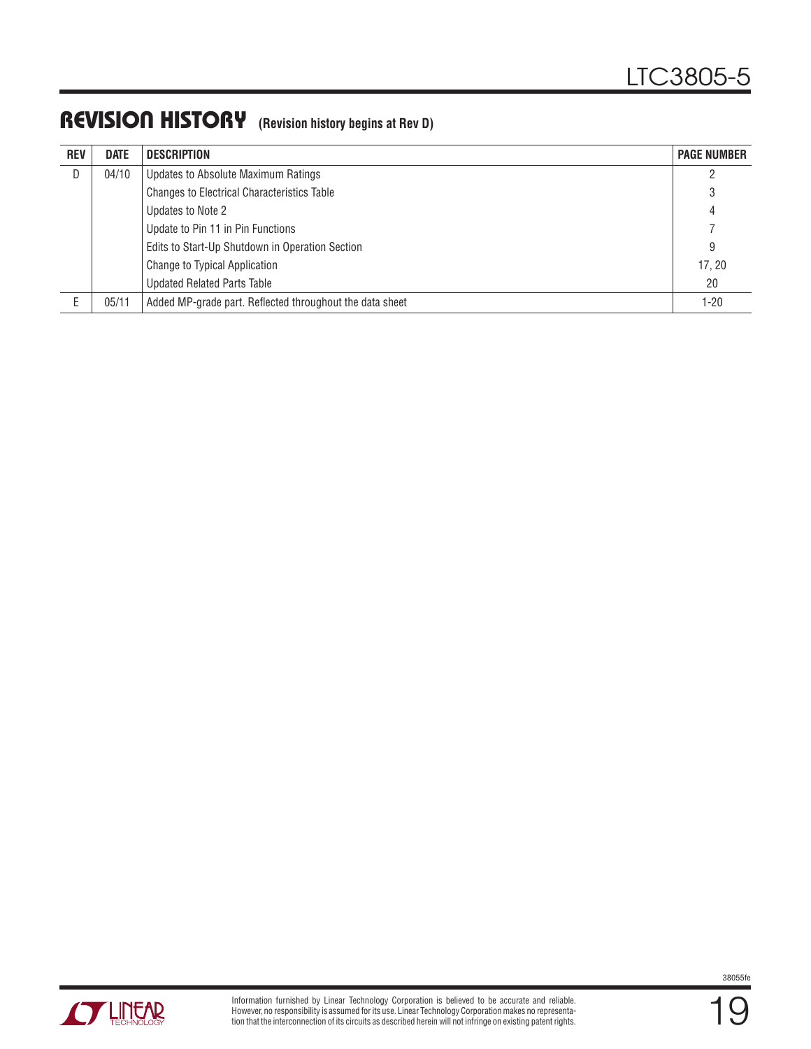## REVISION HISTORY (Revision history begins at Rev D)

| REV | DATE | DESCRIPTION | PAGE NUMBER |
|---|---|---|---|
| D | 04/10 | Updates to Absolute Maximum Ratings | 2 |
| | | Changes to Electrical Characteristics Table | 3 |
| | | Updates to Note 2 | 4 |
| | | Update to Pin 11 in Pin Functions | 7 |
| | | Edits to Start-Up Shutdown in Operation Section | 9 |
| | | Change to Typical Application | 17, 20 |
| | | Updated Related Parts Table | 20 |
| E | 05/11 | Added MP-grade part. Reflected throughout the data sheet | 1-20 |

Information furnished by Linear Technology Corporation is believed to be accurate and reliable. However, no responsibility is assumed for its use. Linear Technology Corporation makes no representation that the interconnection of its circuits as described herein will not infringe on existing patent rights.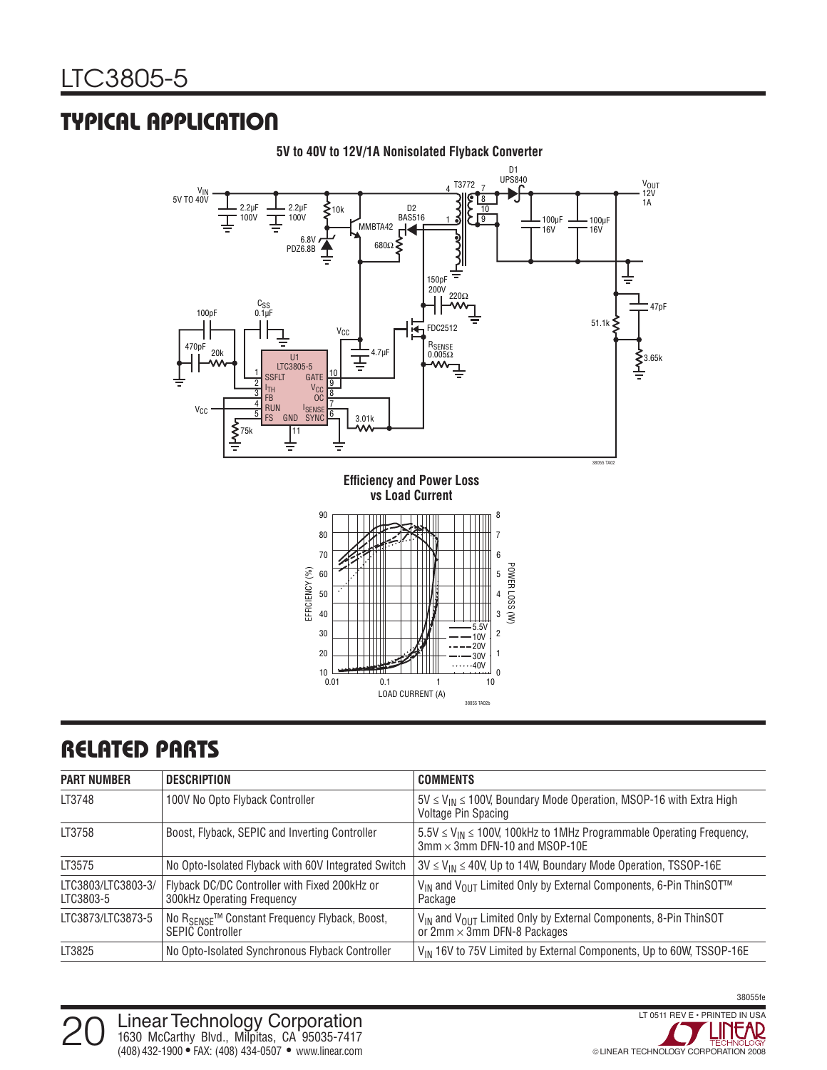## TYPICAL APPLICATION

**5V to 40V to 12V/1A Nonisolated Flyback Converter**

$V_{IN}$ 5V TO 40V
2.2µF 100V
2.2µF 100V
10k
6.8V PDZ6.8B
MMBTA42
680Ω
D2 BAS516
T3772
4
7
8
10
9
1
D1 UPS840
$V_{OUT}$ 12V 1A
100µF 16V
100µF 16V
150pF 200V
220Ω
47pF
51.1k
3.65k
FDC2512
$R_{SENSE}$ 0.005Ω
$C_{SS}$ 0.1µF
100pF
470pF
20k
$V_{CC}$
4.7µF
U1 LTC3805-5
1 SSFLT
2 $I_{TH}$
3 FB
4 RUN
5 FS
GND 11
GATE 10
$V_{CC}$ 9
OC 8
$I_{SENSE}$ 7
SYNC 6
3.01k
$V_{CC}$
75k

38055 TA02

**Efficiency and Power Loss vs Load Current**

EFFICIENCY (%)
90
80
70
60
50
40
30
20
10
POWER LOSS (W)
8
7
6
5
4
3
2
1
0
0.01
0.1
1
10
LOAD CURRENT (A)
5.5V
10V
20V
30V
40V

38055 TA02b

## RELATED PARTS

| PART NUMBER | DESCRIPTION | COMMENTS |
|---|---|---|
| LT3748 | 100V No Opto Flyback Controller | 5V ≤ $V_{IN}$ ≤ 100V, Boundary Mode Operation, MSOP-16 with Extra High Voltage Pin Spacing |
| LT3758 | Boost, Flyback, SEPIC and Inverting Controller | 5.5V ≤ $V_{IN}$ ≤ 100V, 100kHz to 1MHz Programmable Operating Frequency, 3mm × 3mm DFN-10 and MSOP-10E |
| LT3575 | No Opto-Isolated Flyback with 60V Integrated Switch | 3V ≤ $V_{IN}$ ≤ 40V, Up to 14W, Boundary Mode Operation, TSSOP-16E |
| LTC3803/LTC3803-3/ LTC3803-5 | Flyback DC/DC Controller with Fixed 200kHz or 300kHz Operating Frequency | $V_{IN}$ and $V_{OUT}$ Limited Only by External Components, 6-Pin ThinSOT™ Package |
| LTC3873/LTC3873-5 | No $R_{SENSE}$™ Constant Frequency Flyback, Boost, SEPIC Controller | $V_{IN}$ and $V_{OUT}$ Limited Only by External Components, 8-Pin ThinSOT or 2mm × 3mm DFN-8 Packages |
| LT3825 | No Opto-Isolated Synchronous Flyback Controller | $V_{IN}$ 16V to 75V Limited by External Components, Up to 60W, TSSOP-16E |

Linear Technology Corporation
1630 McCarthy Blvd., Milpitas, CA 95035-7417
(408) 432-1900 • FAX: (408) 434-0507 • www.linear.com

LT 0511 REV E • PRINTED IN USA
© LINEAR TECHNOLOGY CORPORATION 2008